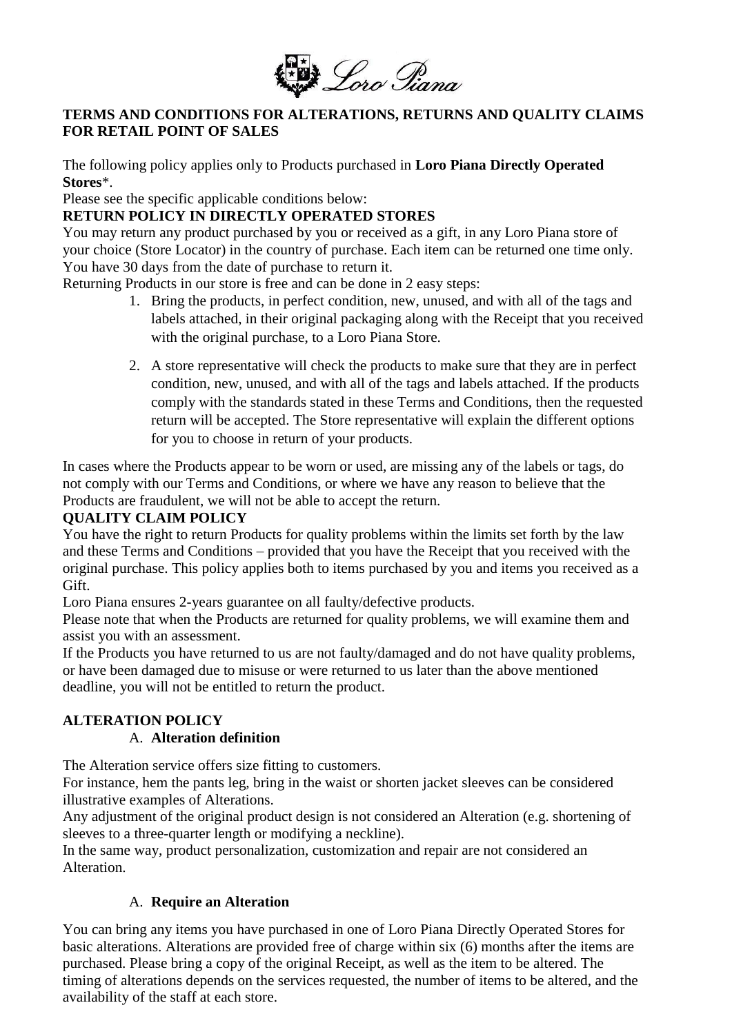## TERMS AND CONDITIONS FOR ALTERATIONS, RETURNS AND QUALITY CLAIMS FOR RETAIL POINT OF SALES

The following policy applies only to Products purchased in **Loro Piana Directly Operated Stores***.

Please see the specific applicable conditions below:

### RETURN POLICY IN DIRECTLY OPERATED STORES

You may return any product purchased by you or received as a gift, in any Loro Piana store of your choice (Store Locator) in the country of purchase. Each item can be returned one time only. You have 30 days from the date of purchase to return it.

Returning Products in our store is free and can be done in 2 easy steps:

1. Bring the products, in perfect condition, new, unused, and with all of the tags and labels attached, in their original packaging along with the Receipt that you received with the original purchase, to a Loro Piana Store.

2. A store representative will check the products to make sure that they are in perfect condition, new, unused, and with all of the tags and labels attached. If the products comply with the standards stated in these Terms and Conditions, then the requested return will be accepted. The Store representative will explain the different options for you to choose in return of your products.

In cases where the Products appear to be worn or used, are missing any of the labels or tags, do not comply with our Terms and Conditions, or where we have any reason to believe that the Products are fraudulent, we will not be able to accept the return.

### QUALITY CLAIM POLICY

You have the right to return Products for quality problems within the limits set forth by the law and these Terms and Conditions – provided that you have the Receipt that you received with the original purchase. This policy applies both to items purchased by you and items you received as a Gift.

Loro Piana ensures 2-years guarantee on all faulty/defective products.

Please note that when the Products are returned for quality problems, we will examine them and assist you with an assessment.

If the Products you have returned to us are not faulty/damaged and do not have quality problems, or have been damaged due to misuse or were returned to us later than the above mentioned deadline, you will not be entitled to return the product.

### ALTERATION POLICY

#### A. Alteration definition

The Alteration service offers size fitting to customers.

For instance, hem the pants leg, bring in the waist or shorten jacket sleeves can be considered illustrative examples of Alterations.

Any adjustment of the original product design is not considered an Alteration (e.g. shortening of sleeves to a three-quarter length or modifying a neckline).

In the same way, product personalization, customization and repair are not considered an Alteration.

#### A. Require an Alteration

You can bring any items you have purchased in one of Loro Piana Directly Operated Stores for basic alterations. Alterations are provided free of charge within six (6) months after the items are purchased. Please bring a copy of the original Receipt, as well as the item to be altered. The timing of alterations depends on the services requested, the number of items to be altered, and the availability of the staff at each store.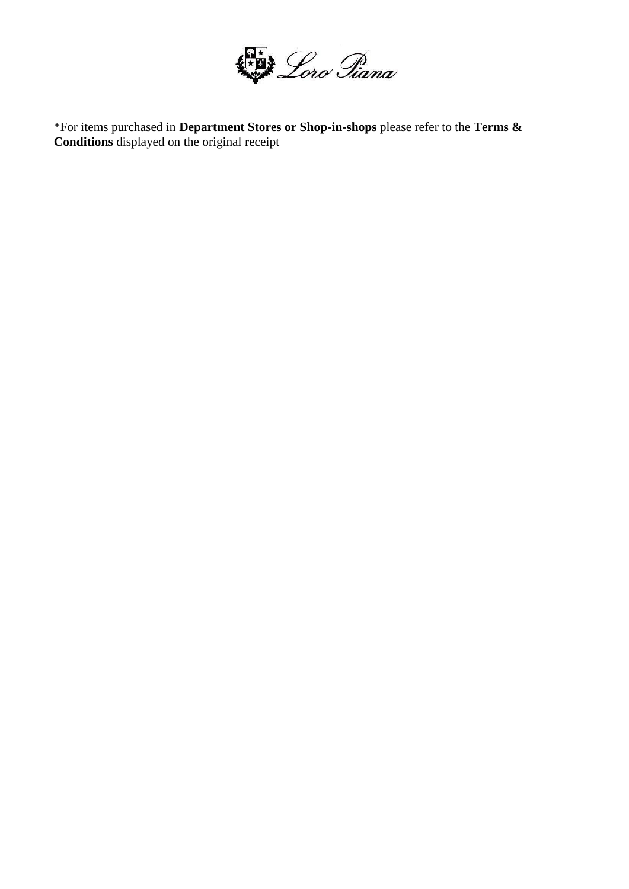*For items purchased in **Department Stores or Shop-in-shops** please refer to the **Terms & Conditions** displayed on the original receipt